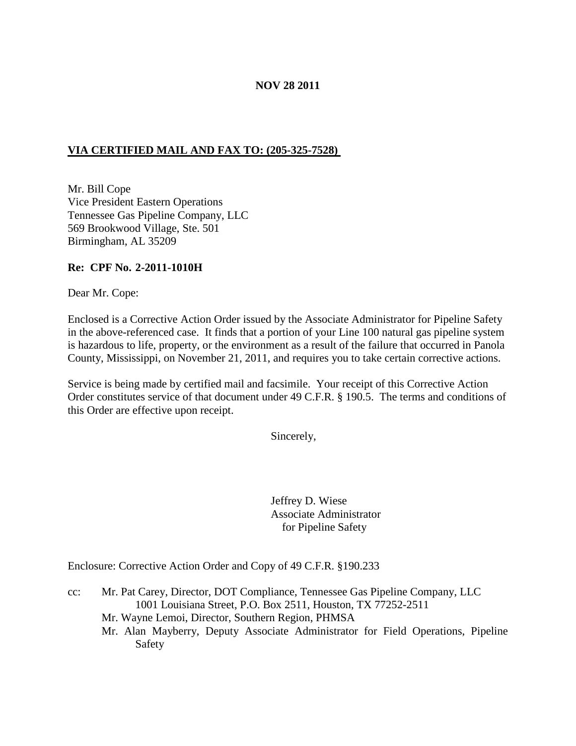**NOV 28 2011**

**VIA CERTIFIED MAIL AND FAX TO: (205-325-7528)**

Mr. Bill Cope  
Vice President Eastern Operations  
Tennessee Gas Pipeline Company, LLC  
569 Brookwood Village, Ste. 501  
Birmingham, AL 35209

**Re: CPF No. 2-2011-1010H**

Dear Mr. Cope:

Enclosed is a Corrective Action Order issued by the Associate Administrator for Pipeline Safety in the above-referenced case. It finds that a portion of your Line 100 natural gas pipeline system is hazardous to life, property, or the environment as a result of the failure that occurred in Panola County, Mississippi, on November 21, 2011, and requires you to take certain corrective actions.

Service is being made by certified mail and facsimile. Your receipt of this Corrective Action Order constitutes service of that document under 49 C.F.R. § 190.5. The terms and conditions of this Order are effective upon receipt.

Sincerely,

Jeffrey D. Wiese  
Associate Administrator  
for Pipeline Safety

Enclosure: Corrective Action Order and Copy of 49 C.F.R. §190.233

cc: Mr. Pat Carey, Director, DOT Compliance, Tennessee Gas Pipeline Company, LLC 1001 Louisiana Street, P.O. Box 2511, Houston, TX 77252-2511  
Mr. Wayne Lemoi, Director, Southern Region, PHMSA  
Mr. Alan Mayberry, Deputy Associate Administrator for Field Operations, Pipeline Safety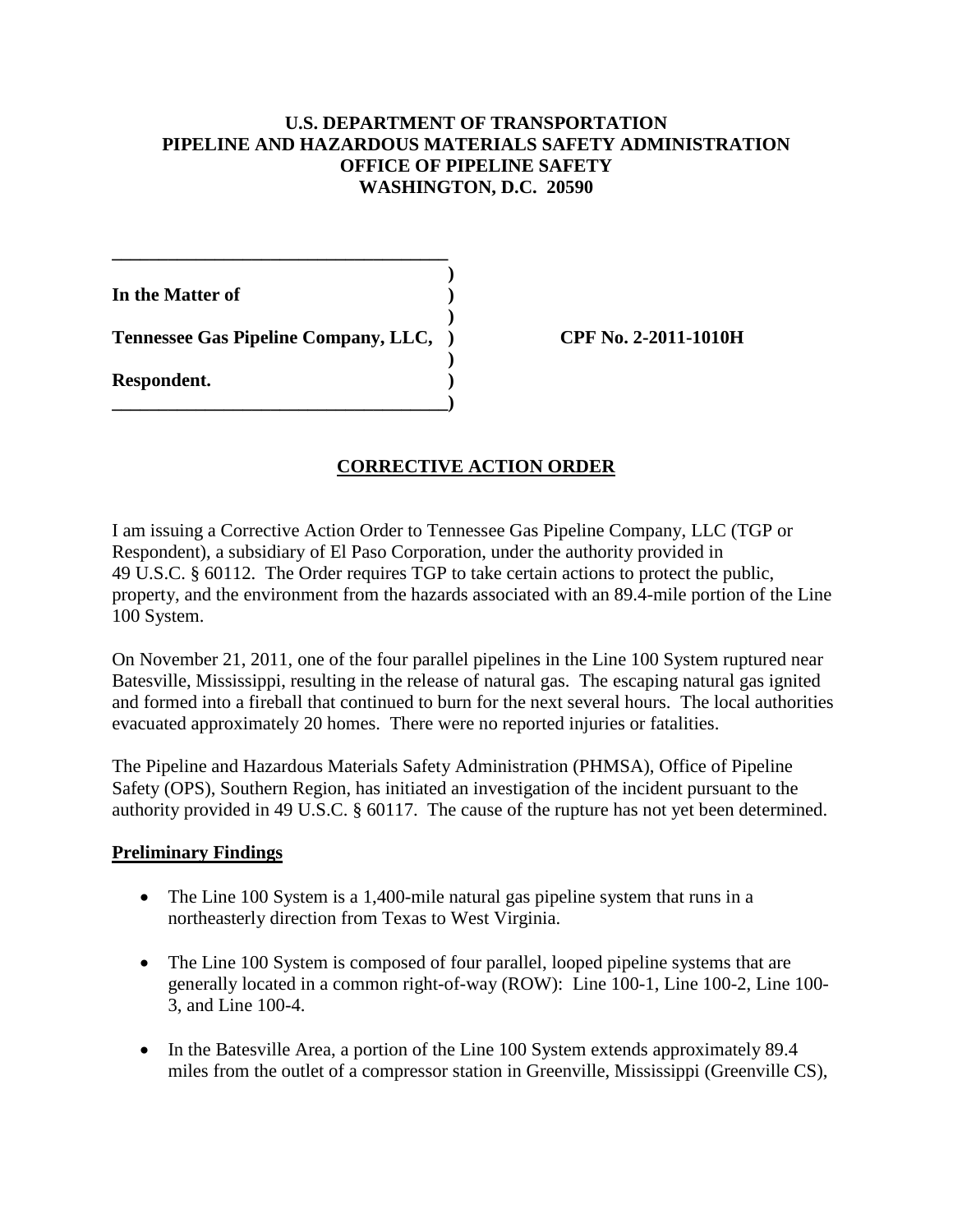**U.S. DEPARTMENT OF TRANSPORTATION**
**PIPELINE AND HAZARDOUS MATERIALS SAFETY ADMINISTRATION**
**OFFICE OF PIPELINE SAFETY**
**WASHINGTON, D.C. 20590**

**In the Matter of**

**Tennessee Gas Pipeline Company, LLC,** **CPF No. 2-2011-1010H**

**Respondent.**

## CORRECTIVE ACTION ORDER

I am issuing a Corrective Action Order to Tennessee Gas Pipeline Company, LLC (TGP or Respondent), a subsidiary of El Paso Corporation, under the authority provided in 49 U.S.C. § 60112. The Order requires TGP to take certain actions to protect the public, property, and the environment from the hazards associated with an 89.4-mile portion of the Line 100 System.

On November 21, 2011, one of the four parallel pipelines in the Line 100 System ruptured near Batesville, Mississippi, resulting in the release of natural gas. The escaping natural gas ignited and formed into a fireball that continued to burn for the next several hours. The local authorities evacuated approximately 20 homes. There were no reported injuries or fatalities.

The Pipeline and Hazardous Materials Safety Administration (PHMSA), Office of Pipeline Safety (OPS), Southern Region, has initiated an investigation of the incident pursuant to the authority provided in 49 U.S.C. § 60117. The cause of the rupture has not yet been determined.

**Preliminary Findings**

- The Line 100 System is a 1,400-mile natural gas pipeline system that runs in a northeasterly direction from Texas to West Virginia.

- The Line 100 System is composed of four parallel, looped pipeline systems that are generally located in a common right-of-way (ROW): Line 100-1, Line 100-2, Line 100-3, and Line 100-4.

- In the Batesville Area, a portion of the Line 100 System extends approximately 89.4 miles from the outlet of a compressor station in Greenville, Mississippi (Greenville CS),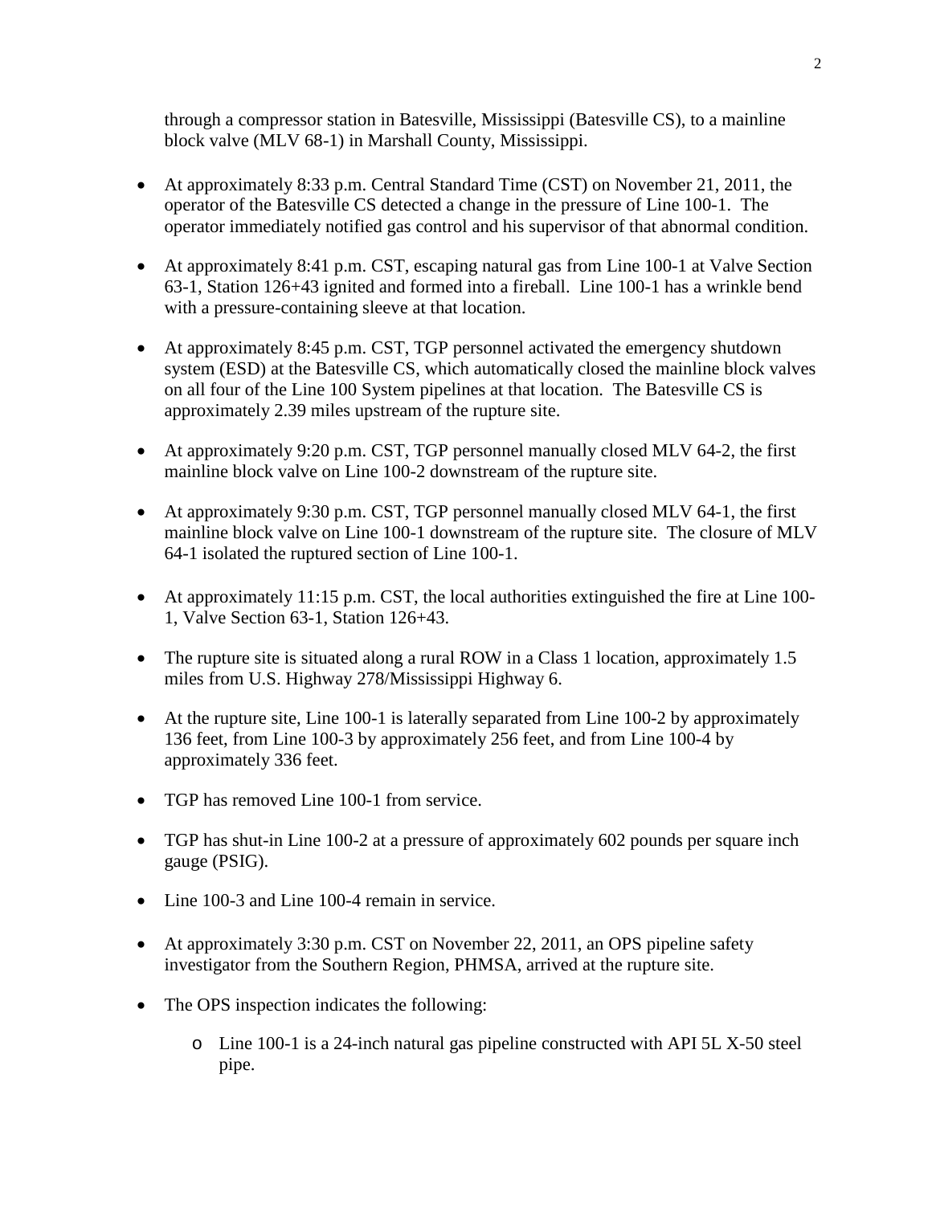through a compressor station in Batesville, Mississippi (Batesville CS), to a mainline block valve (MLV 68-1) in Marshall County, Mississippi.

- At approximately 8:33 p.m. Central Standard Time (CST) on November 21, 2011, the operator of the Batesville CS detected a change in the pressure of Line 100-1. The operator immediately notified gas control and his supervisor of that abnormal condition.
- At approximately 8:41 p.m. CST, escaping natural gas from Line 100-1 at Valve Section 63-1, Station 126+43 ignited and formed into a fireball. Line 100-1 has a wrinkle bend with a pressure-containing sleeve at that location.
- At approximately 8:45 p.m. CST, TGP personnel activated the emergency shutdown system (ESD) at the Batesville CS, which automatically closed the mainline block valves on all four of the Line 100 System pipelines at that location. The Batesville CS is approximately 2.39 miles upstream of the rupture site.
- At approximately 9:20 p.m. CST, TGP personnel manually closed MLV 64-2, the first mainline block valve on Line 100-2 downstream of the rupture site.
- At approximately 9:30 p.m. CST, TGP personnel manually closed MLV 64-1, the first mainline block valve on Line 100-1 downstream of the rupture site. The closure of MLV 64-1 isolated the ruptured section of Line 100-1.
- At approximately 11:15 p.m. CST, the local authorities extinguished the fire at Line 100-1, Valve Section 63-1, Station 126+43.
- The rupture site is situated along a rural ROW in a Class 1 location, approximately 1.5 miles from U.S. Highway 278/Mississippi Highway 6.
- At the rupture site, Line 100-1 is laterally separated from Line 100-2 by approximately 136 feet, from Line 100-3 by approximately 256 feet, and from Line 100-4 by approximately 336 feet.
- TGP has removed Line 100-1 from service.
- TGP has shut-in Line 100-2 at a pressure of approximately 602 pounds per square inch gauge (PSIG).
- Line 100-3 and Line 100-4 remain in service.
- At approximately 3:30 p.m. CST on November 22, 2011, an OPS pipeline safety investigator from the Southern Region, PHMSA, arrived at the rupture site.
- The OPS inspection indicates the following:
  - Line 100-1 is a 24-inch natural gas pipeline constructed with API 5L X-50 steel pipe.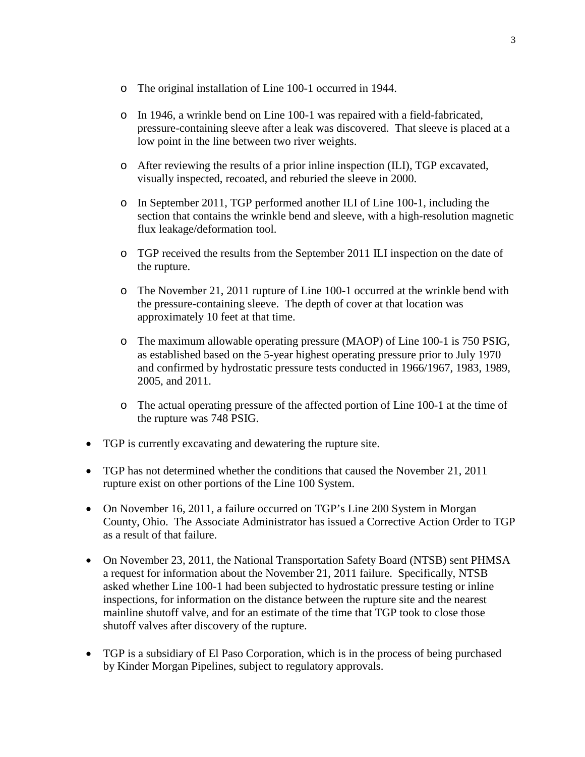- The original installation of Line 100-1 occurred in 1944.

  - In 1946, a wrinkle bend on Line 100-1 was repaired with a field-fabricated, pressure-containing sleeve after a leak was discovered. That sleeve is placed at a low point in the line between two river weights.

  - After reviewing the results of a prior inline inspection (ILI), TGP excavated, visually inspected, recoated, and reburied the sleeve in 2000.

  - In September 2011, TGP performed another ILI of Line 100-1, including the section that contains the wrinkle bend and sleeve, with a high-resolution magnetic flux leakage/deformation tool.

  - TGP received the results from the September 2011 ILI inspection on the date of the rupture.

  - The November 21, 2011 rupture of Line 100-1 occurred at the wrinkle bend with the pressure-containing sleeve. The depth of cover at that location was approximately 10 feet at that time.

  - The maximum allowable operating pressure (MAOP) of Line 100-1 is 750 PSIG, as established based on the 5-year highest operating pressure prior to July 1970 and confirmed by hydrostatic pressure tests conducted in 1966/1967, 1983, 1989, 2005, and 2011.

  - The actual operating pressure of the affected portion of Line 100-1 at the time of the rupture was 748 PSIG.

- TGP is currently excavating and dewatering the rupture site.

- TGP has not determined whether the conditions that caused the November 21, 2011 rupture exist on other portions of the Line 100 System.

- On November 16, 2011, a failure occurred on TGP's Line 200 System in Morgan County, Ohio. The Associate Administrator has issued a Corrective Action Order to TGP as a result of that failure.

- On November 23, 2011, the National Transportation Safety Board (NTSB) sent PHMSA a request for information about the November 21, 2011 failure. Specifically, NTSB asked whether Line 100-1 had been subjected to hydrostatic pressure testing or inline inspections, for information on the distance between the rupture site and the nearest mainline shutoff valve, and for an estimate of the time that TGP took to close those shutoff valves after discovery of the rupture.

- TGP is a subsidiary of El Paso Corporation, which is in the process of being purchased by Kinder Morgan Pipelines, subject to regulatory approvals.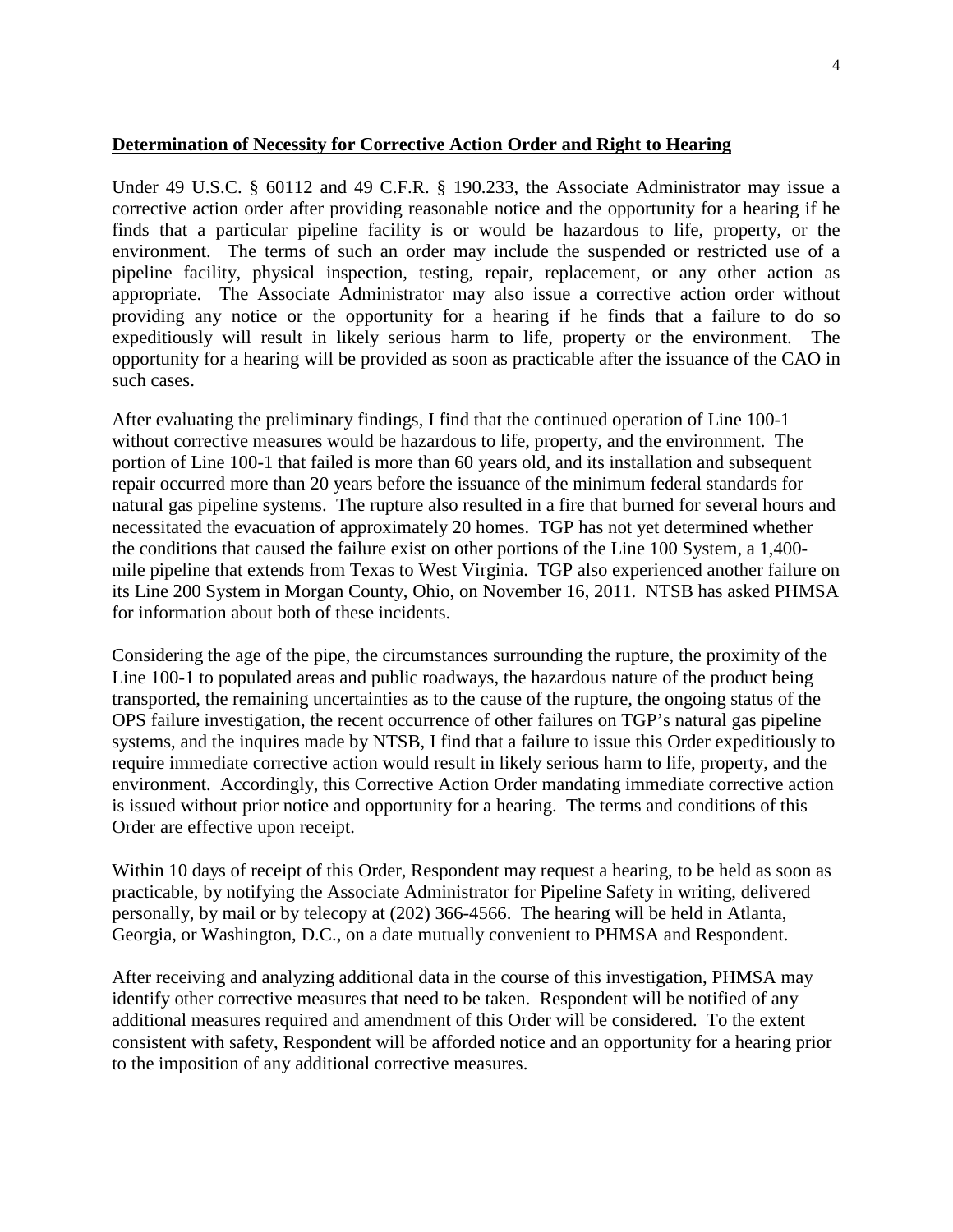**Determination of Necessity for Corrective Action Order and Right to Hearing**

Under 49 U.S.C. § 60112 and 49 C.F.R. § 190.233, the Associate Administrator may issue a corrective action order after providing reasonable notice and the opportunity for a hearing if he finds that a particular pipeline facility is or would be hazardous to life, property, or the environment. The terms of such an order may include the suspended or restricted use of a pipeline facility, physical inspection, testing, repair, replacement, or any other action as appropriate. The Associate Administrator may also issue a corrective action order without providing any notice or the opportunity for a hearing if he finds that a failure to do so expeditiously will result in likely serious harm to life, property or the environment. The opportunity for a hearing will be provided as soon as practicable after the issuance of the CAO in such cases.

After evaluating the preliminary findings, I find that the continued operation of Line 100-1 without corrective measures would be hazardous to life, property, and the environment. The portion of Line 100-1 that failed is more than 60 years old, and its installation and subsequent repair occurred more than 20 years before the issuance of the minimum federal standards for natural gas pipeline systems. The rupture also resulted in a fire that burned for several hours and necessitated the evacuation of approximately 20 homes. TGP has not yet determined whether the conditions that caused the failure exist on other portions of the Line 100 System, a 1,400-mile pipeline that extends from Texas to West Virginia. TGP also experienced another failure on its Line 200 System in Morgan County, Ohio, on November 16, 2011. NTSB has asked PHMSA for information about both of these incidents.

Considering the age of the pipe, the circumstances surrounding the rupture, the proximity of the Line 100-1 to populated areas and public roadways, the hazardous nature of the product being transported, the remaining uncertainties as to the cause of the rupture, the ongoing status of the OPS failure investigation, the recent occurrence of other failures on TGP's natural gas pipeline systems, and the inquires made by NTSB, I find that a failure to issue this Order expeditiously to require immediate corrective action would result in likely serious harm to life, property, and the environment. Accordingly, this Corrective Action Order mandating immediate corrective action is issued without prior notice and opportunity for a hearing. The terms and conditions of this Order are effective upon receipt.

Within 10 days of receipt of this Order, Respondent may request a hearing, to be held as soon as practicable, by notifying the Associate Administrator for Pipeline Safety in writing, delivered personally, by mail or by telecopy at (202) 366-4566. The hearing will be held in Atlanta, Georgia, or Washington, D.C., on a date mutually convenient to PHMSA and Respondent.

After receiving and analyzing additional data in the course of this investigation, PHMSA may identify other corrective measures that need to be taken. Respondent will be notified of any additional measures required and amendment of this Order will be considered. To the extent consistent with safety, Respondent will be afforded notice and an opportunity for a hearing prior to the imposition of any additional corrective measures.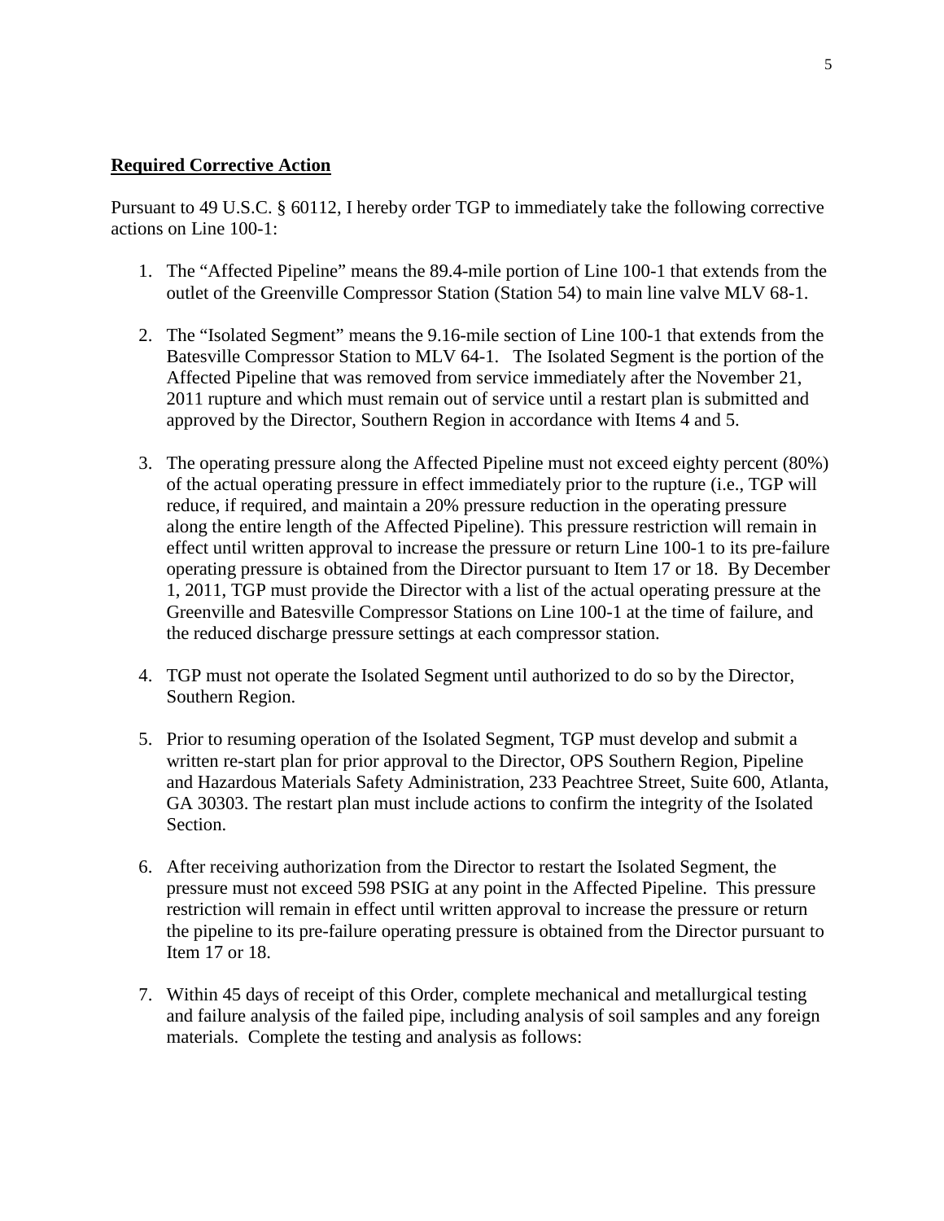**Required Corrective Action**

Pursuant to 49 U.S.C. § 60112, I hereby order TGP to immediately take the following corrective actions on Line 100-1:

1. The "Affected Pipeline" means the 89.4-mile portion of Line 100-1 that extends from the outlet of the Greenville Compressor Station (Station 54) to main line valve MLV 68-1.

2. The "Isolated Segment" means the 9.16-mile section of Line 100-1 that extends from the Batesville Compressor Station to MLV 64-1. The Isolated Segment is the portion of the Affected Pipeline that was removed from service immediately after the November 21, 2011 rupture and which must remain out of service until a restart plan is submitted and approved by the Director, Southern Region in accordance with Items 4 and 5.

3. The operating pressure along the Affected Pipeline must not exceed eighty percent (80%) of the actual operating pressure in effect immediately prior to the rupture (i.e., TGP will reduce, if required, and maintain a 20% pressure reduction in the operating pressure along the entire length of the Affected Pipeline). This pressure restriction will remain in effect until written approval to increase the pressure or return Line 100-1 to its pre-failure operating pressure is obtained from the Director pursuant to Item 17 or 18. By December 1, 2011, TGP must provide the Director with a list of the actual operating pressure at the Greenville and Batesville Compressor Stations on Line 100-1 at the time of failure, and the reduced discharge pressure settings at each compressor station.

4. TGP must not operate the Isolated Segment until authorized to do so by the Director, Southern Region.

5. Prior to resuming operation of the Isolated Segment, TGP must develop and submit a written re-start plan for prior approval to the Director, OPS Southern Region, Pipeline and Hazardous Materials Safety Administration, 233 Peachtree Street, Suite 600, Atlanta, GA 30303. The restart plan must include actions to confirm the integrity of the Isolated Section.

6. After receiving authorization from the Director to restart the Isolated Segment, the pressure must not exceed 598 PSIG at any point in the Affected Pipeline. This pressure restriction will remain in effect until written approval to increase the pressure or return the pipeline to its pre-failure operating pressure is obtained from the Director pursuant to Item 17 or 18.

7. Within 45 days of receipt of this Order, complete mechanical and metallurgical testing and failure analysis of the failed pipe, including analysis of soil samples and any foreign materials. Complete the testing and analysis as follows: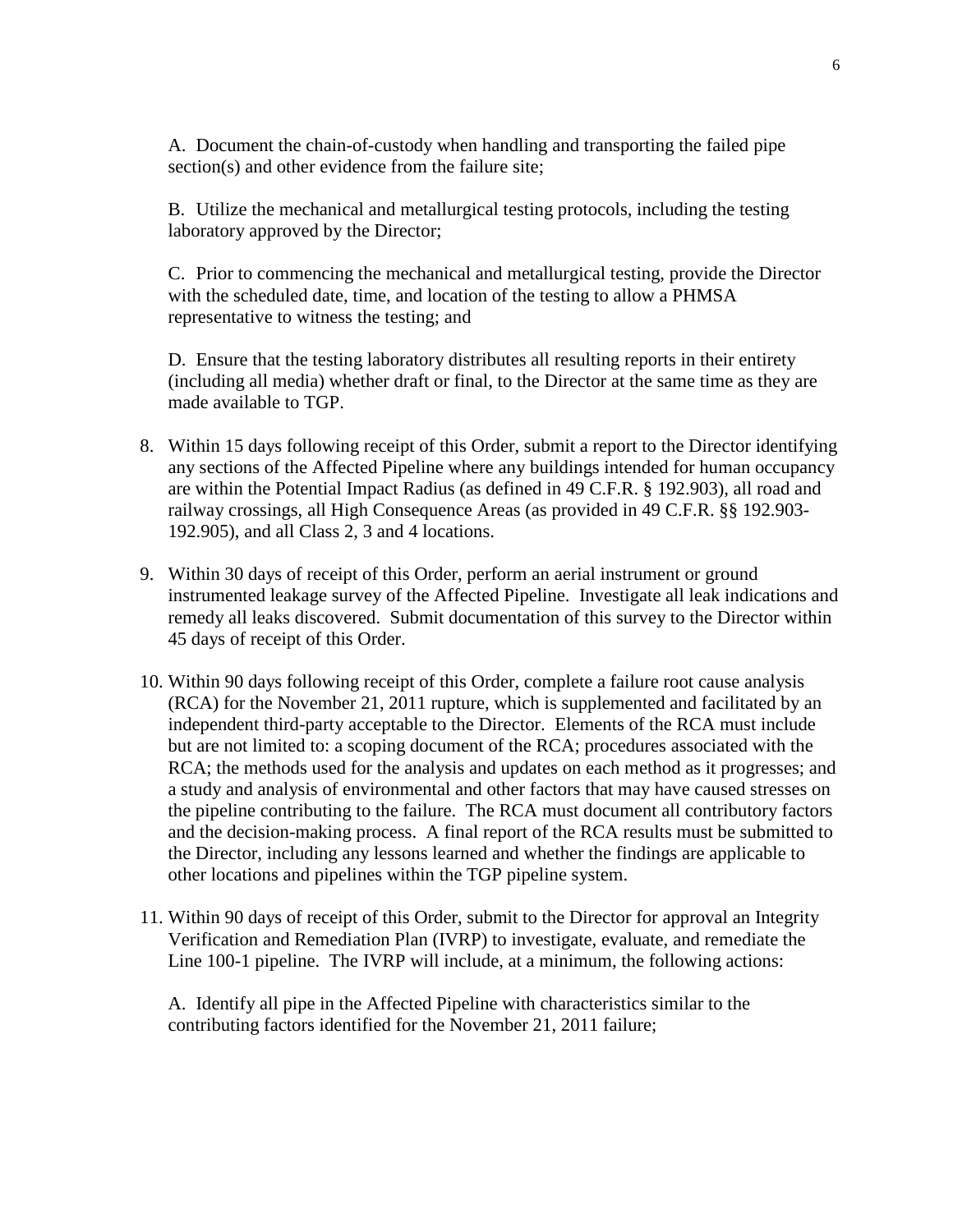A. Document the chain-of-custody when handling and transporting the failed pipe section(s) and other evidence from the failure site;

B. Utilize the mechanical and metallurgical testing protocols, including the testing laboratory approved by the Director;

C. Prior to commencing the mechanical and metallurgical testing, provide the Director with the scheduled date, time, and location of the testing to allow a PHMSA representative to witness the testing; and

D. Ensure that the testing laboratory distributes all resulting reports in their entirety (including all media) whether draft or final, to the Director at the same time as they are made available to TGP.

8. Within 15 days following receipt of this Order, submit a report to the Director identifying any sections of the Affected Pipeline where any buildings intended for human occupancy are within the Potential Impact Radius (as defined in 49 C.F.R. § 192.903), all road and railway crossings, all High Consequence Areas (as provided in 49 C.F.R. §§ 192.903-192.905), and all Class 2, 3 and 4 locations.

9. Within 30 days of receipt of this Order, perform an aerial instrument or ground instrumented leakage survey of the Affected Pipeline. Investigate all leak indications and remedy all leaks discovered. Submit documentation of this survey to the Director within 45 days of receipt of this Order.

10. Within 90 days following receipt of this Order, complete a failure root cause analysis (RCA) for the November 21, 2011 rupture, which is supplemented and facilitated by an independent third-party acceptable to the Director. Elements of the RCA must include but are not limited to: a scoping document of the RCA; procedures associated with the RCA; the methods used for the analysis and updates on each method as it progresses; and a study and analysis of environmental and other factors that may have caused stresses on the pipeline contributing to the failure. The RCA must document all contributory factors and the decision-making process. A final report of the RCA results must be submitted to the Director, including any lessons learned and whether the findings are applicable to other locations and pipelines within the TGP pipeline system.

11. Within 90 days of receipt of this Order, submit to the Director for approval an Integrity Verification and Remediation Plan (IVRP) to investigate, evaluate, and remediate the Line 100-1 pipeline. The IVRP will include, at a minimum, the following actions:

A. Identify all pipe in the Affected Pipeline with characteristics similar to the contributing factors identified for the November 21, 2011 failure;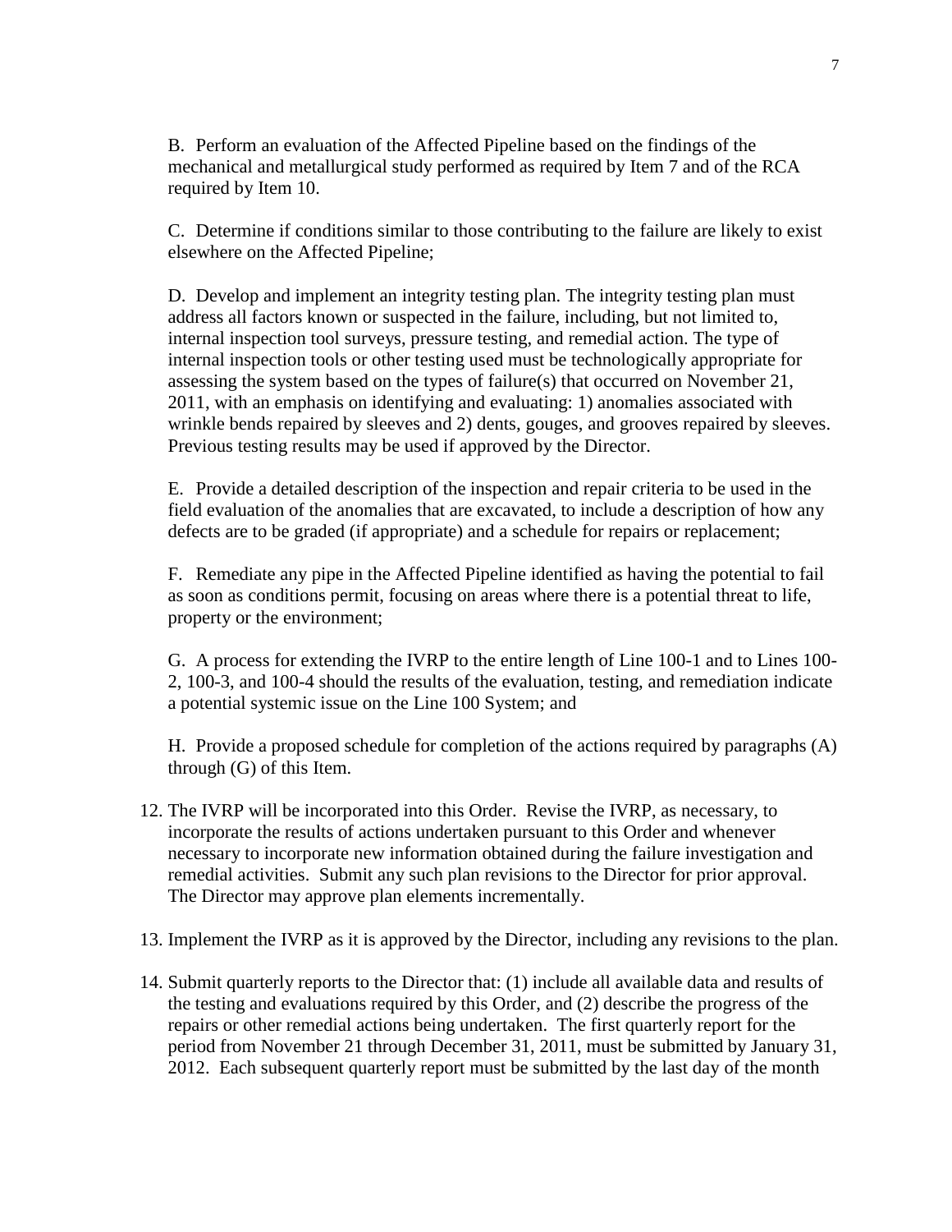B. Perform an evaluation of the Affected Pipeline based on the findings of the mechanical and metallurgical study performed as required by Item 7 and of the RCA required by Item 10.

C. Determine if conditions similar to those contributing to the failure are likely to exist elsewhere on the Affected Pipeline;

D. Develop and implement an integrity testing plan. The integrity testing plan must address all factors known or suspected in the failure, including, but not limited to, internal inspection tool surveys, pressure testing, and remedial action. The type of internal inspection tools or other testing used must be technologically appropriate for assessing the system based on the types of failure(s) that occurred on November 21, 2011, with an emphasis on identifying and evaluating: 1) anomalies associated with wrinkle bends repaired by sleeves and 2) dents, gouges, and grooves repaired by sleeves. Previous testing results may be used if approved by the Director.

E. Provide a detailed description of the inspection and repair criteria to be used in the field evaluation of the anomalies that are excavated, to include a description of how any defects are to be graded (if appropriate) and a schedule for repairs or replacement;

F. Remediate any pipe in the Affected Pipeline identified as having the potential to fail as soon as conditions permit, focusing on areas where there is a potential threat to life, property or the environment;

G. A process for extending the IVRP to the entire length of Line 100-1 and to Lines 100-2, 100-3, and 100-4 should the results of the evaluation, testing, and remediation indicate a potential systemic issue on the Line 100 System; and

H. Provide a proposed schedule for completion of the actions required by paragraphs (A) through (G) of this Item.

12. The IVRP will be incorporated into this Order. Revise the IVRP, as necessary, to incorporate the results of actions undertaken pursuant to this Order and whenever necessary to incorporate new information obtained during the failure investigation and remedial activities. Submit any such plan revisions to the Director for prior approval. The Director may approve plan elements incrementally.

13. Implement the IVRP as it is approved by the Director, including any revisions to the plan.

14. Submit quarterly reports to the Director that: (1) include all available data and results of the testing and evaluations required by this Order, and (2) describe the progress of the repairs or other remedial actions being undertaken. The first quarterly report for the period from November 21 through December 31, 2011, must be submitted by January 31, 2012. Each subsequent quarterly report must be submitted by the last day of the month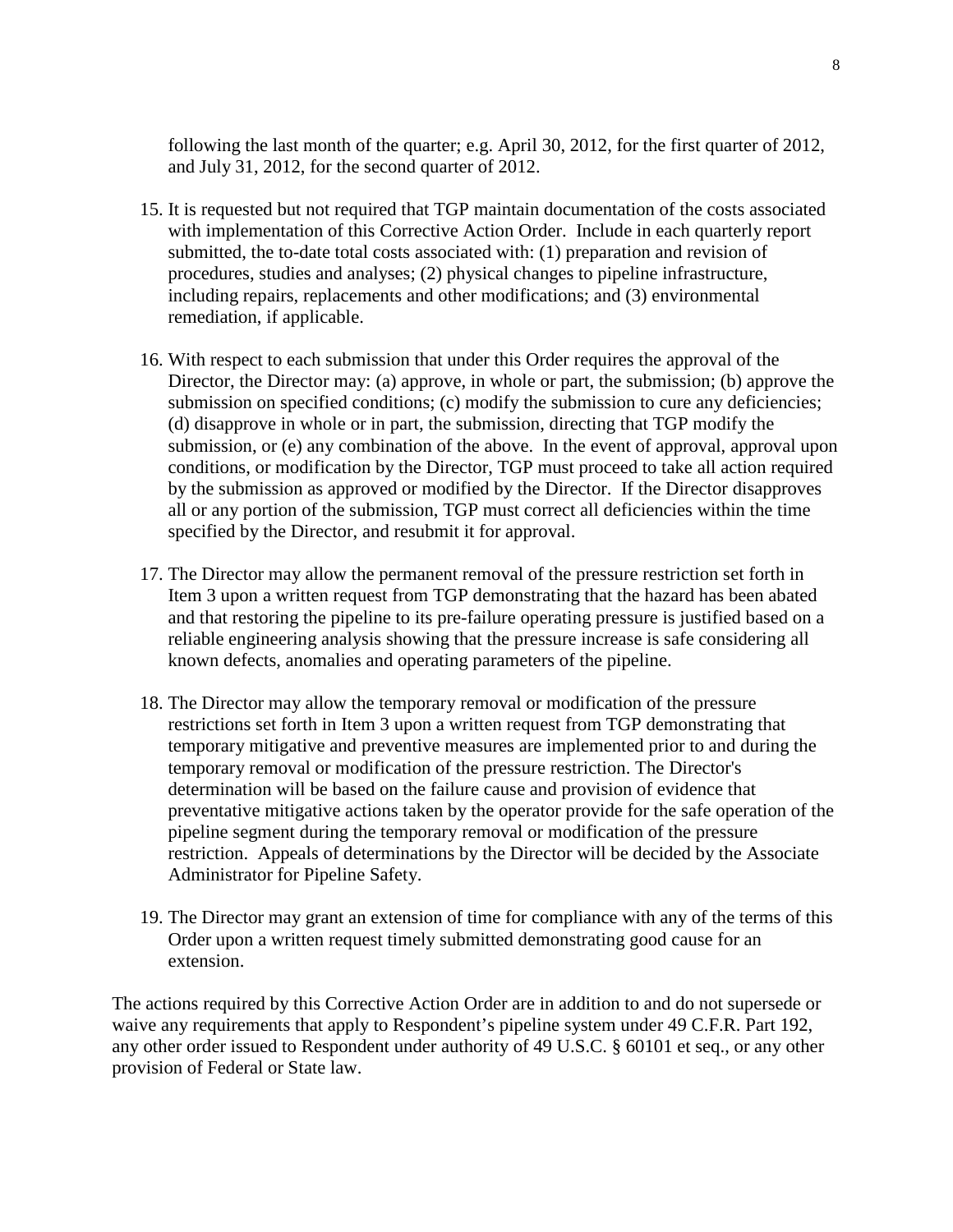following the last month of the quarter; e.g. April 30, 2012, for the first quarter of 2012, and July 31, 2012, for the second quarter of 2012.

15. It is requested but not required that TGP maintain documentation of the costs associated with implementation of this Corrective Action Order. Include in each quarterly report submitted, the to-date total costs associated with: (1) preparation and revision of procedures, studies and analyses; (2) physical changes to pipeline infrastructure, including repairs, replacements and other modifications; and (3) environmental remediation, if applicable.

16. With respect to each submission that under this Order requires the approval of the Director, the Director may: (a) approve, in whole or part, the submission; (b) approve the submission on specified conditions; (c) modify the submission to cure any deficiencies; (d) disapprove in whole or in part, the submission, directing that TGP modify the submission, or (e) any combination of the above. In the event of approval, approval upon conditions, or modification by the Director, TGP must proceed to take all action required by the submission as approved or modified by the Director. If the Director disapproves all or any portion of the submission, TGP must correct all deficiencies within the time specified by the Director, and resubmit it for approval.

17. The Director may allow the permanent removal of the pressure restriction set forth in Item 3 upon a written request from TGP demonstrating that the hazard has been abated and that restoring the pipeline to its pre-failure operating pressure is justified based on a reliable engineering analysis showing that the pressure increase is safe considering all known defects, anomalies and operating parameters of the pipeline.

18. The Director may allow the temporary removal or modification of the pressure restrictions set forth in Item 3 upon a written request from TGP demonstrating that temporary mitigative and preventive measures are implemented prior to and during the temporary removal or modification of the pressure restriction. The Director's determination will be based on the failure cause and provision of evidence that preventative mitigative actions taken by the operator provide for the safe operation of the pipeline segment during the temporary removal or modification of the pressure restriction. Appeals of determinations by the Director will be decided by the Associate Administrator for Pipeline Safety.

19. The Director may grant an extension of time for compliance with any of the terms of this Order upon a written request timely submitted demonstrating good cause for an extension.

The actions required by this Corrective Action Order are in addition to and do not supersede or waive any requirements that apply to Respondent's pipeline system under 49 C.F.R. Part 192, any other order issued to Respondent under authority of 49 U.S.C. § 60101 et seq., or any other provision of Federal or State law.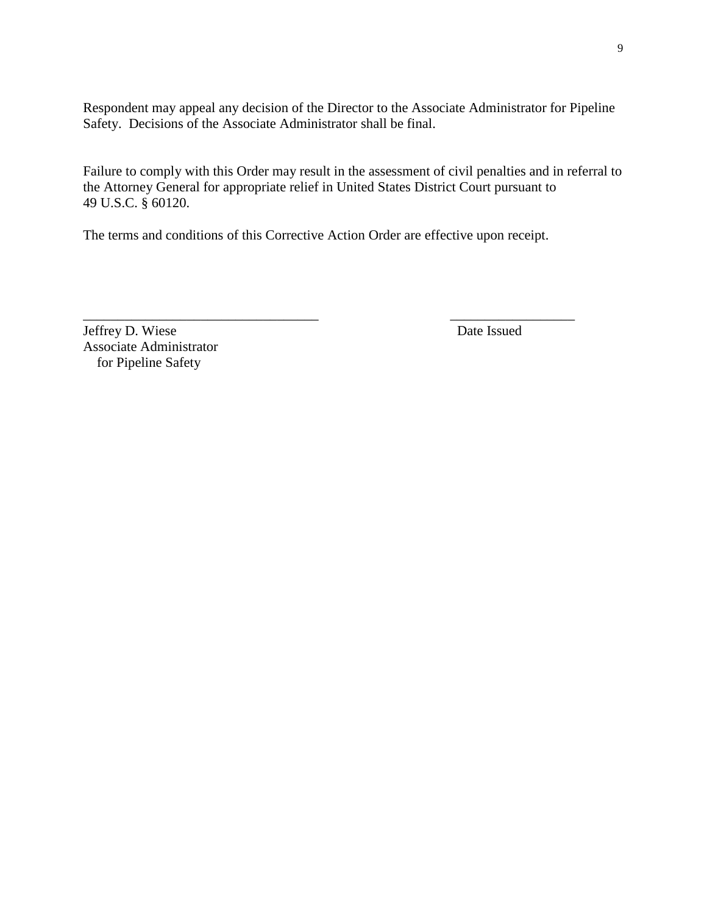Respondent may appeal any decision of the Director to the Associate Administrator for Pipeline Safety. Decisions of the Associate Administrator shall be final.

Failure to comply with this Order may result in the assessment of civil penalties and in referral to the Attorney General for appropriate relief in United States District Court pursuant to 49 U.S.C. § 60120.

The terms and conditions of this Corrective Action Order are effective upon receipt.

\_\_\_\_\_\_\_\_\_\_\_\_\_\_\_\_\_\_\_\_\_\_\_\_\_\_\_\_\_\_\_\_\_\_\_\_ \_\_\_\_\_\_\_\_\_\_\_\_\_\_\_\_\_\_\_\_

Jeffrey D. Wiese
Associate Administrator
for Pipeline Safety

Date Issued